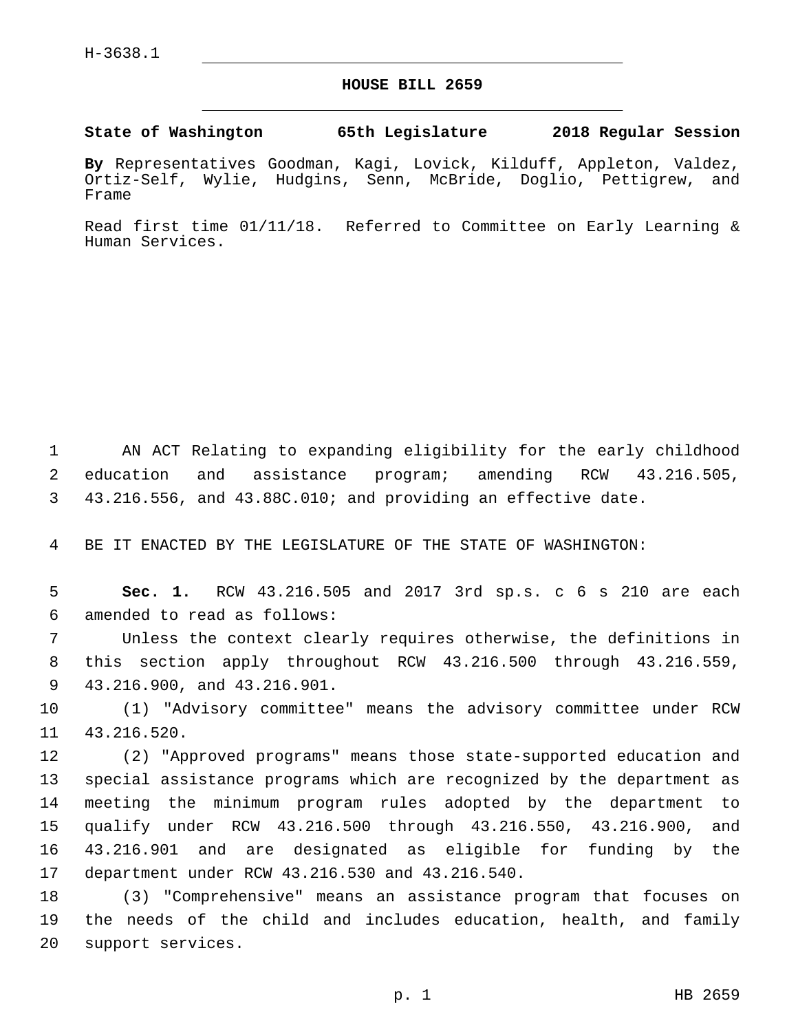H-3638.1

# HOUSE BILL 2659

**State of Washington 65th Legislature 2018 Regular Session**

**By** Representatives Goodman, Kagi, Lovick, Kilduff, Appleton, Valdez, Ortiz-Self, Wylie, Hudgins, Senn, McBride, Doglio, Pettigrew, and Frame

Read first time 01/11/18. Referred to Committee on Early Learning & Human Services.

AN ACT Relating to expanding eligibility for the early childhood education and assistance program; amending RCW 43.216.505, 43.216.556, and 43.88C.010; and providing an effective date.

BE IT ENACTED BY THE LEGISLATURE OF THE STATE OF WASHINGTON:

**Sec. 1.** RCW 43.216.505 and 2017 3rd sp.s. c 6 s 210 are each amended to read as follows:

Unless the context clearly requires otherwise, the definitions in this section apply throughout RCW 43.216.500 through 43.216.559, 43.216.900, and 43.216.901.

(1) "Advisory committee" means the advisory committee under RCW 43.216.520.

(2) "Approved programs" means those state-supported education and special assistance programs which are recognized by the department as meeting the minimum program rules adopted by the department to qualify under RCW 43.216.500 through 43.216.550, 43.216.900, and 43.216.901 and are designated as eligible for funding by the department under RCW 43.216.530 and 43.216.540.

(3) "Comprehensive" means an assistance program that focuses on the needs of the child and includes education, health, and family support services.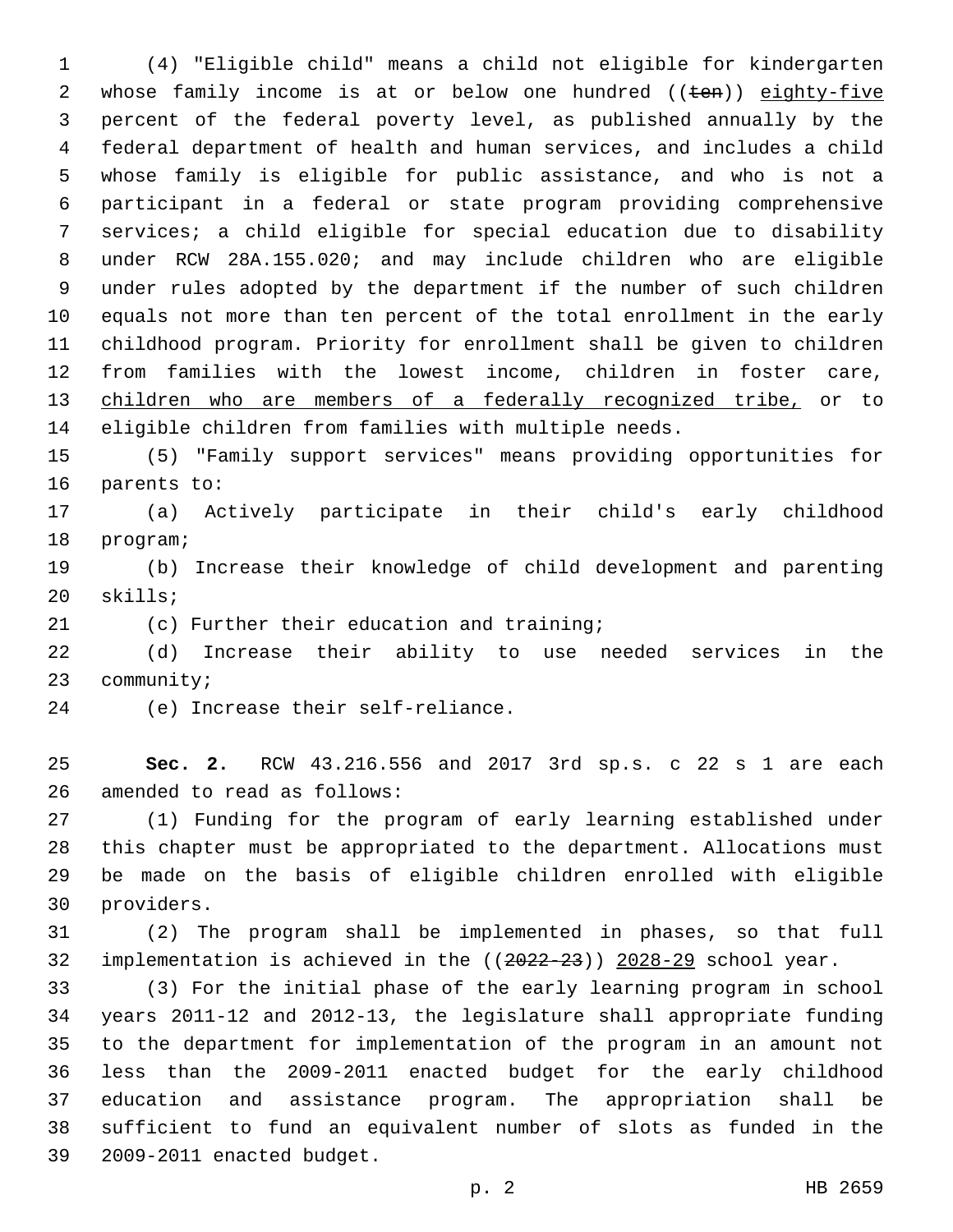(4) "Eligible child" means a child not eligible for kindergarten whose family income is at or below one hundred ((~~ten~~)) <u>eighty-five</u> percent of the federal poverty level, as published annually by the federal department of health and human services, and includes a child whose family is eligible for public assistance, and who is not a participant in a federal or state program providing comprehensive services; a child eligible for special education due to disability under RCW 28A.155.020; and may include children who are eligible under rules adopted by the department if the number of such children equals not more than ten percent of the total enrollment in the early childhood program. Priority for enrollment shall be given to children from families with the lowest income, children in foster care, <u>children who are members of a federally recognized tribe,</u> or to eligible children from families with multiple needs.

(5) "Family support services" means providing opportunities for parents to:

(a) Actively participate in their child's early childhood program;

(b) Increase their knowledge of child development and parenting skills;

(c) Further their education and training;

(d) Increase their ability to use needed services in the community;

(e) Increase their self-reliance.

**Sec. 2.** RCW 43.216.556 and 2017 3rd sp.s. c 22 s 1 are each amended to read as follows:

(1) Funding for the program of early learning established under this chapter must be appropriated to the department. Allocations must be made on the basis of eligible children enrolled with eligible providers.

(2) The program shall be implemented in phases, so that full implementation is achieved in the ((~~2022-23~~)) <u>2028-29</u> school year.

(3) For the initial phase of the early learning program in school years 2011-12 and 2012-13, the legislature shall appropriate funding to the department for implementation of the program in an amount not less than the 2009-2011 enacted budget for the early childhood education and assistance program. The appropriation shall be sufficient to fund an equivalent number of slots as funded in the 2009-2011 enacted budget.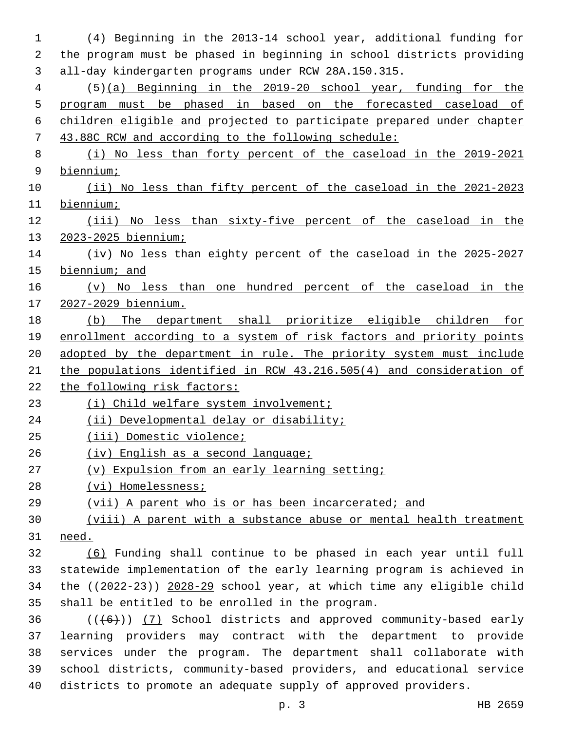(4) Beginning in the 2013-14 school year, additional funding for the program must be phased in beginning in school districts providing all-day kindergarten programs under RCW 28A.150.315.

(5)(a) Beginning in the 2019-20 school year, funding for the program must be phased in based on the forecasted caseload of children eligible and projected to participate prepared under chapter 43.88C RCW and according to the following schedule:

(i) No less than forty percent of the caseload in the 2019-2021 biennium;

(ii) No less than fifty percent of the caseload in the 2021-2023 biennium;

(iii) No less than sixty-five percent of the caseload in the 2023-2025 biennium;

(iv) No less than eighty percent of the caseload in the 2025-2027 biennium; and

(v) No less than one hundred percent of the caseload in the 2027-2029 biennium.

(b) The department shall prioritize eligible children for enrollment according to a system of risk factors and priority points adopted by the department in rule. The priority system must include the populations identified in RCW 43.216.505(4) and consideration of the following risk factors:

(i) Child welfare system involvement;

(ii) Developmental delay or disability;

(iii) Domestic violence;

(iv) English as a second language;

(v) Expulsion from an early learning setting;

(vi) Homelessness;

(vii) A parent who is or has been incarcerated; and

(viii) A parent with a substance abuse or mental health treatment need.

(6) Funding shall continue to be phased in each year until full statewide implementation of the early learning program is achieved in the ((~~2022-23~~)) 2028-29 school year, at which time any eligible child shall be entitled to be enrolled in the program.

((~~(6)~~)) (7) School districts and approved community-based early learning providers may contract with the department to provide services under the program. The department shall collaborate with school districts, community-based providers, and educational service districts to promote an adequate supply of approved providers.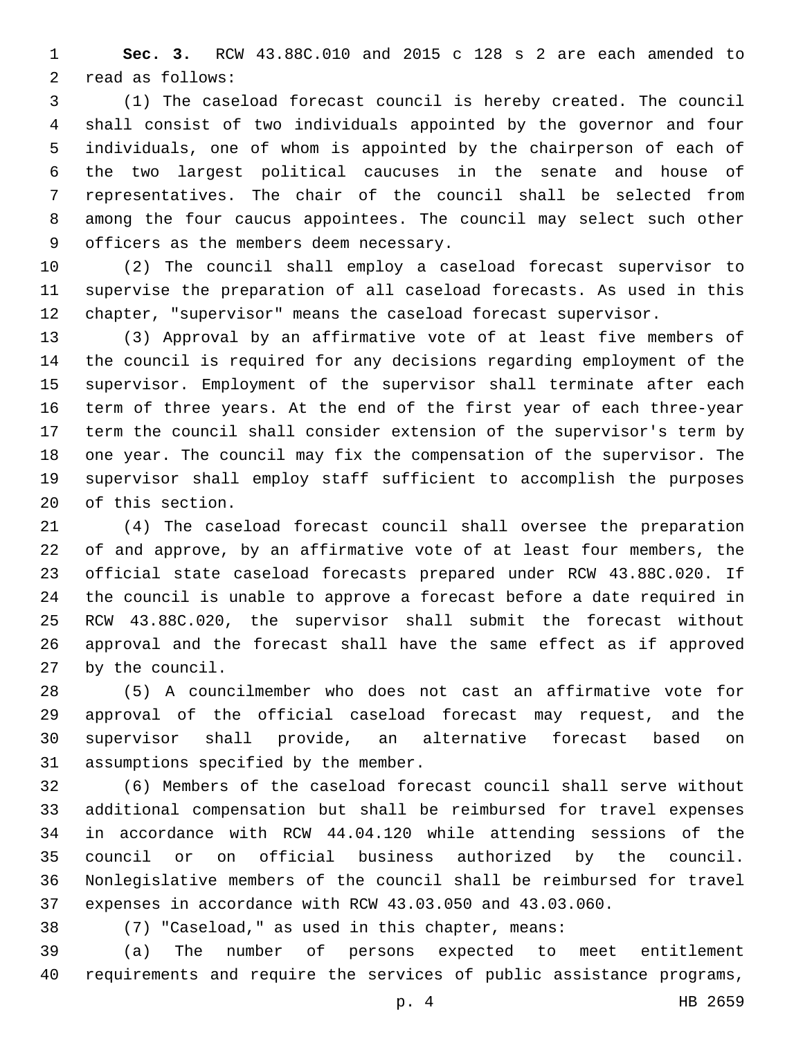**Sec. 3.** RCW 43.88C.010 and 2015 c 128 s 2 are each amended to read as follows:

(1) The caseload forecast council is hereby created. The council shall consist of two individuals appointed by the governor and four individuals, one of whom is appointed by the chairperson of each of the two largest political caucuses in the senate and house of representatives. The chair of the council shall be selected from among the four caucus appointees. The council may select such other officers as the members deem necessary.

(2) The council shall employ a caseload forecast supervisor to supervise the preparation of all caseload forecasts. As used in this chapter, "supervisor" means the caseload forecast supervisor.

(3) Approval by an affirmative vote of at least five members of the council is required for any decisions regarding employment of the supervisor. Employment of the supervisor shall terminate after each term of three years. At the end of the first year of each three-year term the council shall consider extension of the supervisor's term by one year. The council may fix the compensation of the supervisor. The supervisor shall employ staff sufficient to accomplish the purposes of this section.

(4) The caseload forecast council shall oversee the preparation of and approve, by an affirmative vote of at least four members, the official state caseload forecasts prepared under RCW 43.88C.020. If the council is unable to approve a forecast before a date required in RCW 43.88C.020, the supervisor shall submit the forecast without approval and the forecast shall have the same effect as if approved by the council.

(5) A councilmember who does not cast an affirmative vote for approval of the official caseload forecast may request, and the supervisor shall provide, an alternative forecast based on assumptions specified by the member.

(6) Members of the caseload forecast council shall serve without additional compensation but shall be reimbursed for travel expenses in accordance with RCW 44.04.120 while attending sessions of the council or on official business authorized by the council. Nonlegislative members of the council shall be reimbursed for travel expenses in accordance with RCW 43.03.050 and 43.03.060.

(7) "Caseload," as used in this chapter, means:

(a) The number of persons expected to meet entitlement requirements and require the services of public assistance programs,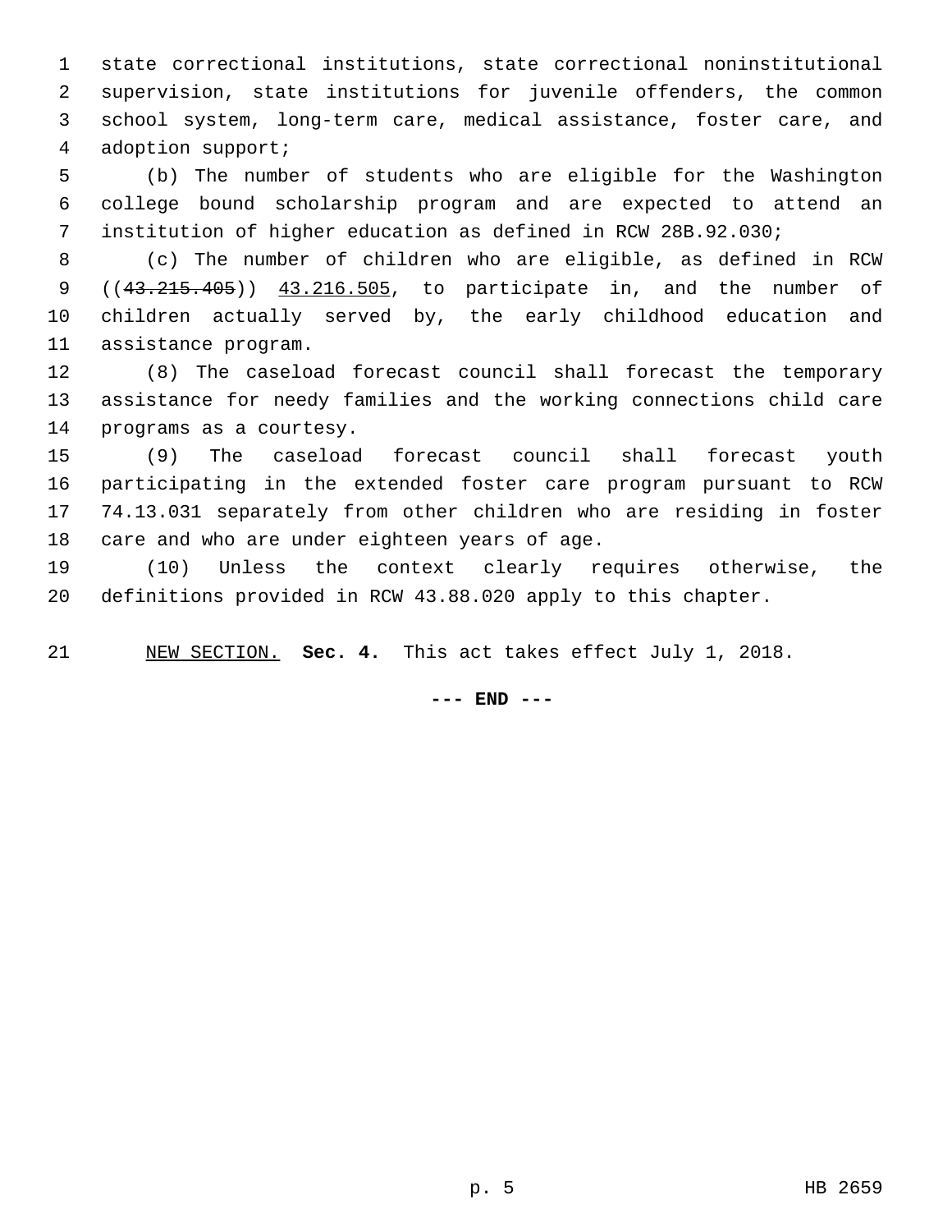state correctional institutions, state correctional noninstitutional supervision, state institutions for juvenile offenders, the common school system, long-term care, medical assistance, foster care, and adoption support;

(b) The number of students who are eligible for the Washington college bound scholarship program and are expected to attend an institution of higher education as defined in RCW 28B.92.030;

(c) The number of children who are eligible, as defined in RCW ((~~43.215.405~~)) <u>43.216.505</u>, to participate in, and the number of children actually served by, the early childhood education and assistance program.

(8) The caseload forecast council shall forecast the temporary assistance for needy families and the working connections child care programs as a courtesy.

(9) The caseload forecast council shall forecast youth participating in the extended foster care program pursuant to RCW 74.13.031 separately from other children who are residing in foster care and who are under eighteen years of age.

(10) Unless the context clearly requires otherwise, the definitions provided in RCW 43.88.020 apply to this chapter.

<u>NEW SECTION.</u> **Sec. 4.** This act takes effect July 1, 2018.

**--- END ---**